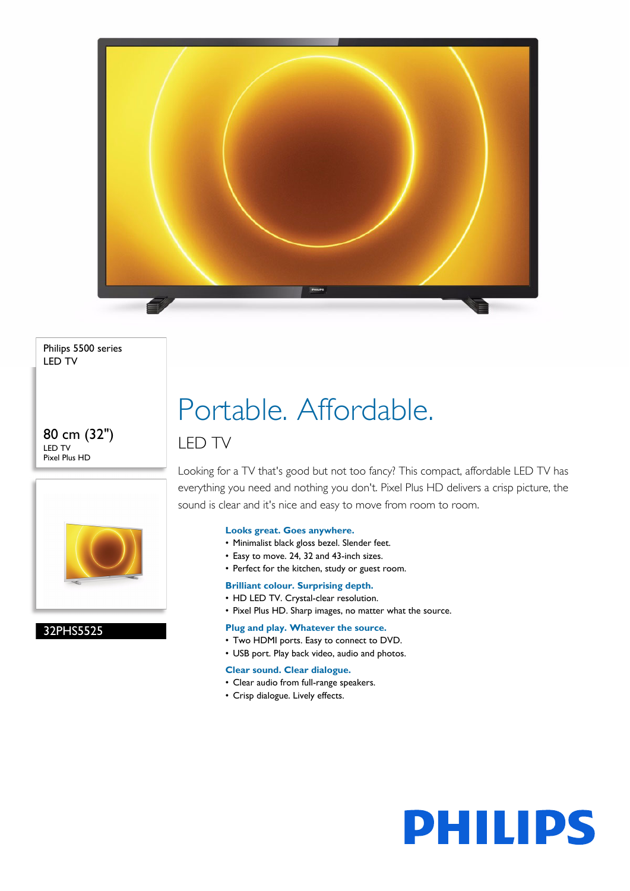Philips 5500 series
LED TV

80 cm (32")
LED TV
Pixel Plus HD

32PHS5525

# Portable. Affordable.

## LED TV

Looking for a TV that's good but not too fancy? This compact, affordable LED TV has everything you need and nothing you don't. Pixel Plus HD delivers a crisp picture, the sound is clear and it's nice and easy to move from room to room.

**Looks great. Goes anywhere.**
- Minimalist black gloss bezel. Slender feet.
- Easy to move. 24, 32 and 43-inch sizes.
- Perfect for the kitchen, study or guest room.

**Brilliant colour. Surprising depth.**
- HD LED TV. Crystal-clear resolution.
- Pixel Plus HD. Sharp images, no matter what the source.

**Plug and play. Whatever the source.**
- Two HDMI ports. Easy to connect to DVD.
- USB port. Play back video, audio and photos.

**Clear sound. Clear dialogue.**
- Clear audio from full-range speakers.
- Crisp dialogue. Lively effects.

PHILIPS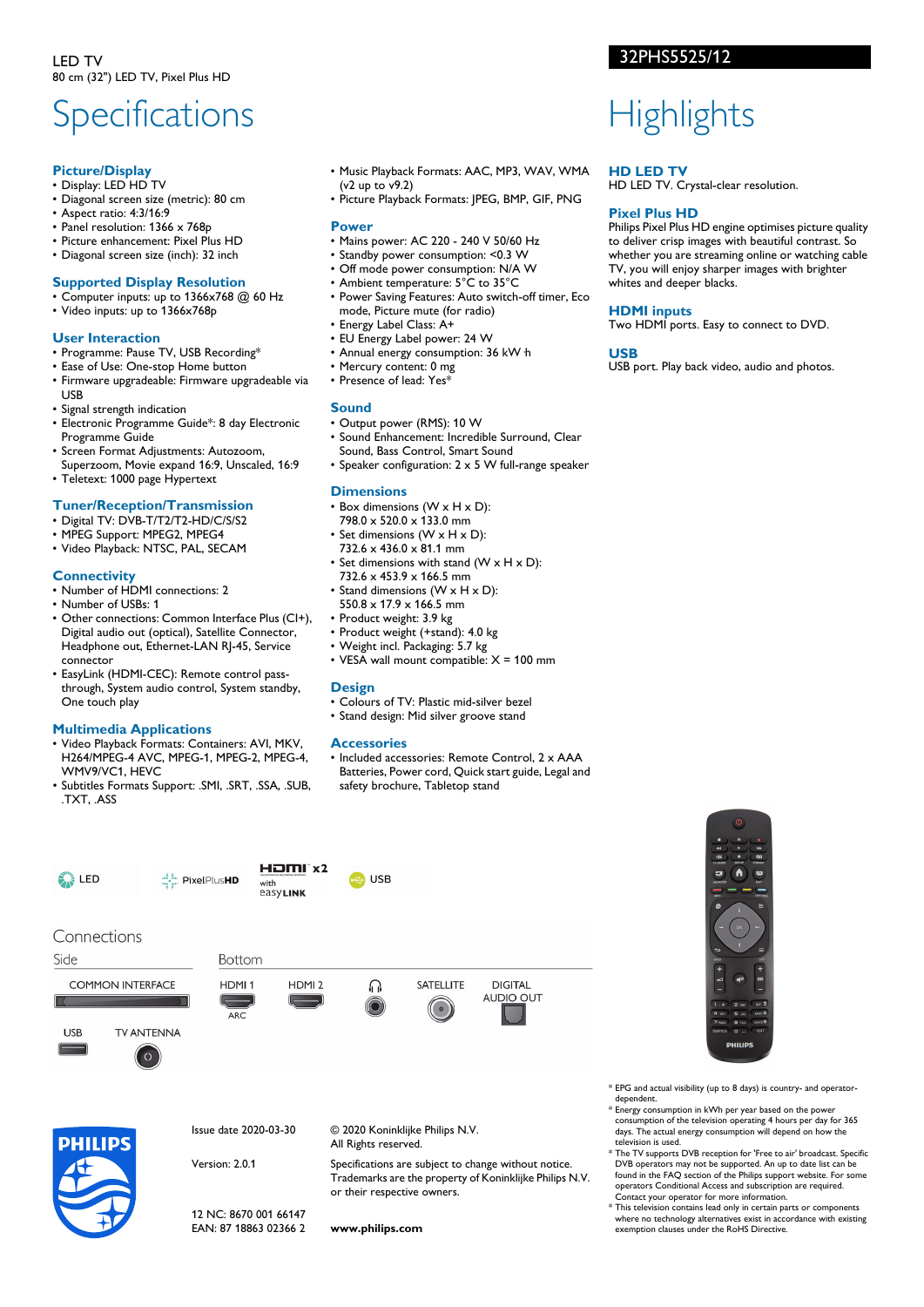LED TV

80 cm (32") LED TV, Pixel Plus HD

32PHS5525/12

# Specifications

## Picture/Display
- Display: LED HD TV
- Diagonal screen size (metric): 80 cm
- Aspect ratio: 4:3/16:9
- Panel resolution: 1366 x 768p
- Picture enhancement: Pixel Plus HD
- Diagonal screen size (inch): 32 inch

## Supported Display Resolution
- Computer inputs: up to 1366x768 @ 60 Hz
- Video inputs: up to 1366x768p

## User Interaction
- Programme: Pause TV, USB Recording*
- Ease of Use: One-stop Home button
- Firmware upgradeable: Firmware upgradeable via USB
- Signal strength indication
- Electronic Programme Guide*: 8 day Electronic Programme Guide
- Screen Format Adjustments: Autozoom, Superzoom, Movie expand 16:9, Unscaled, 16:9
- Teletext: 1000 page Hypertext

## Tuner/Reception/Transmission
- Digital TV: DVB-T/T2/T2-HD/C/S/S2
- MPEG Support: MPEG2, MPEG4
- Video Playback: NTSC, PAL, SECAM

## Connectivity
- Number of HDMI connections: 2
- Number of USBs: 1
- Other connections: Common Interface Plus (CI+), Digital audio out (optical), Satellite Connector, Headphone out, Ethernet-LAN RJ-45, Service connector
- EasyLink (HDMI-CEC): Remote control pass-through, System audio control, System standby, One touch play

## Multimedia Applications
- Video Playback Formats: Containers: AVI, MKV, H264/MPEG-4 AVC, MPEG-1, MPEG-2, MPEG-4, WMV9/VC1, HEVC
- Subtitles Formats Support: .SMI, .SRT, .SSA, .SUB, .TXT, .ASS
- Music Playback Formats: AAC, MP3, WAV, WMA (v2 up to v9.2)
- Picture Playback Formats: JPEG, BMP, GIF, PNG

## Power
- Mains power: AC 220 - 240 V 50/60 Hz
- Standby power consumption: <0.3 W
- Off mode power consumption: N/A W
- Ambient temperature: 5°C to 35°C
- Power Saving Features: Auto switch-off timer, Eco mode, Picture mute (for radio)
- Energy Label Class: A+
- EU Energy Label power: 24 W
- Annual energy consumption: 36 kW h
- Mercury content: 0 mg
- Presence of lead: Yes*

## Sound
- Output power (RMS): 10 W
- Sound Enhancement: Incredible Surround, Clear Sound, Bass Control, Smart Sound
- Speaker configuration: 2 x 5 W full-range speaker

## Dimensions
- Box dimensions (W x H x D): 798.0 x 520.0 x 133.0 mm
- Set dimensions (W x H x D): 732.6 x 436.0 x 81.1 mm
- Set dimensions with stand (W x H x D): 732.6 x 453.9 x 166.5 mm
- Stand dimensions (W x H x D): 550.8 x 17.9 x 166.5 mm
- Product weight: 3.9 kg
- Product weight (+stand): 4.0 kg
- Weight incl. Packaging: 5.7 kg
- VESA wall mount compatible: X = 100 mm

## Design
- Colours of TV: Plastic mid-silver bezel
- Stand design: Mid silver groove stand

## Accessories
- Included accessories: Remote Control, 2 x AAA Batteries, Power cord, Quick start guide, Legal and safety brochure, Tabletop stand

LED | PixelPlusHD | HDMI x2 with easyLINK | USB

## Connections

Side: COMMON INTERFACE, USB, TV ANTENNA

Bottom: HDMI 1 (ARC), HDMI 2, Headphone, SATELLITE, DIGITAL AUDIO OUT

# Highlights

## HD LED TV
HD LED TV. Crystal-clear resolution.

## Pixel Plus HD
Philips Pixel Plus HD engine optimises picture quality to deliver crisp images with beautiful contrast. So whether you are streaming online or watching cable TV, you will enjoy sharper images with brighter whites and deeper blacks.

## HDMI inputs
Two HDMI ports. Easy to connect to DVD.

## USB
USB port. Play back video, audio and photos.

\* EPG and actual visibility (up to 8 days) is country- and operator-dependent.

\* Energy consumption in kWh per year based on the power consumption of the television operating 4 hours per day for 365 days. The actual energy consumption will depend on how the television is used.

\* The TV supports DVB reception for 'Free to air' broadcast. Specific DVB operators may not be supported. An up to date list can be found in the FAQ section of the Philips support website. For some operators Conditional Access and subscription are required. Contact your operator for more information.

\* This television contains lead only in certain parts or components where no technology alternatives exist in accordance with existing exemption clauses under the RoHS Directive.

Issue date 2020-03-30

Version: 2.0.1

12 NC: 8670 001 66147
EAN: 87 18863 02366 2

© 2020 Koninklijke Philips N.V.
All Rights reserved.

Specifications are subject to change without notice. Trademarks are the property of Koninklijke Philips N.V. or their respective owners.

**www.philips.com**